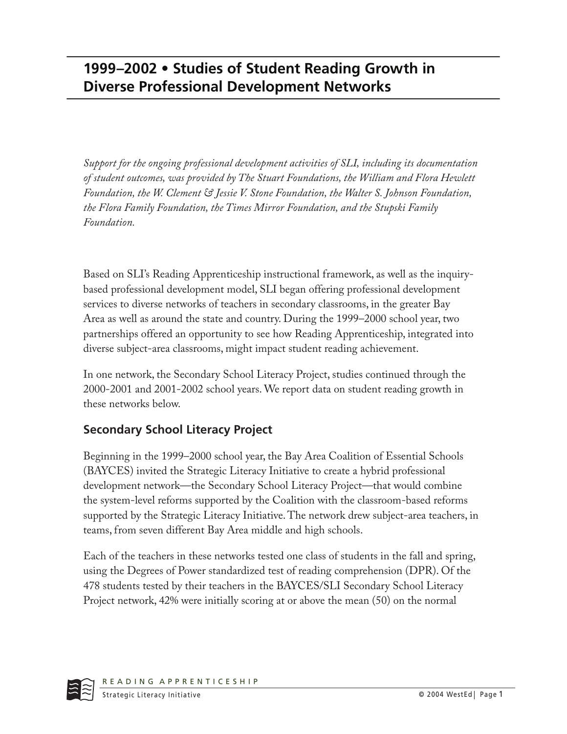# 1999–2002 • Studies of Student Reading Growth in Diverse Professional Development Networks

*Support for the ongoing professional development activities of SLI, including its documentation of student outcomes, was provided by The Stuart Foundations, the William and Flora Hewlett Foundation, the W. Clement & Jessie V. Stone Foundation, the Walter S. Johnson Foundation, the Flora Family Foundation, the Times Mirror Foundation, and the Stupski Family Foundation.*

Based on SLI's Reading Apprenticeship instructional framework, as well as the inquiry-based professional development model, SLI began offering professional development services to diverse networks of teachers in secondary classrooms, in the greater Bay Area as well as around the state and country. During the 1999–2000 school year, two partnerships offered an opportunity to see how Reading Apprenticeship, integrated into diverse subject-area classrooms, might impact student reading achievement.

In one network, the Secondary School Literacy Project, studies continued through the 2000-2001 and 2001-2002 school years. We report data on student reading growth in these networks below.

## Secondary School Literacy Project

Beginning in the 1999–2000 school year, the Bay Area Coalition of Essential Schools (BAYCES) invited the Strategic Literacy Initiative to create a hybrid professional development network—the Secondary School Literacy Project—that would combine the system-level reforms supported by the Coalition with the classroom-based reforms supported by the Strategic Literacy Initiative. The network drew subject-area teachers, in teams, from seven different Bay Area middle and high schools.

Each of the teachers in these networks tested one class of students in the fall and spring, using the Degrees of Power standardized test of reading comprehension (DPR). Of the 478 students tested by their teachers in the BAYCES/SLI Secondary School Literacy Project network, 42% were initially scoring at or above the mean (50) on the normal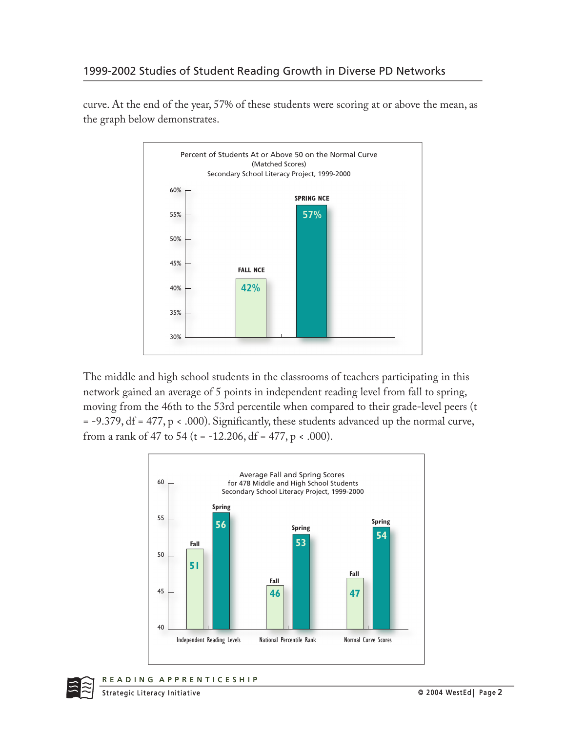curve. At the end of the year, 57% of these students were scoring at or above the mean, as the graph below demonstrates.

Percent of Students At or Above 50 on the Normal Curve
(Matched Scores)
Secondary School Literacy Project, 1999-2000

| | Percent |
|---|---|
| FALL NCE | 42% |
| SPRING NCE | 57% |

The middle and high school students in the classrooms of teachers participating in this network gained an average of 5 points in independent reading level from fall to spring, moving from the 46th to the 53rd percentile when compared to their grade-level peers ($t = -9.379$, $df = 477$, $p < .000$). Significantly, these students advanced up the normal curve, from a rank of 47 to 54 ($t = -12.206$, $df = 477$, $p < .000$).

Average Fall and Spring Scores
for 478 Middle and High School Students
Secondary School Literacy Project, 1999-2000

| | Fall | Spring |
|---|---|---|
| Independent Reading Levels | 51 | 56 |
| National Percentile Rank | 46 | 53 |
| Normal Curve Scores | 47 | 54 |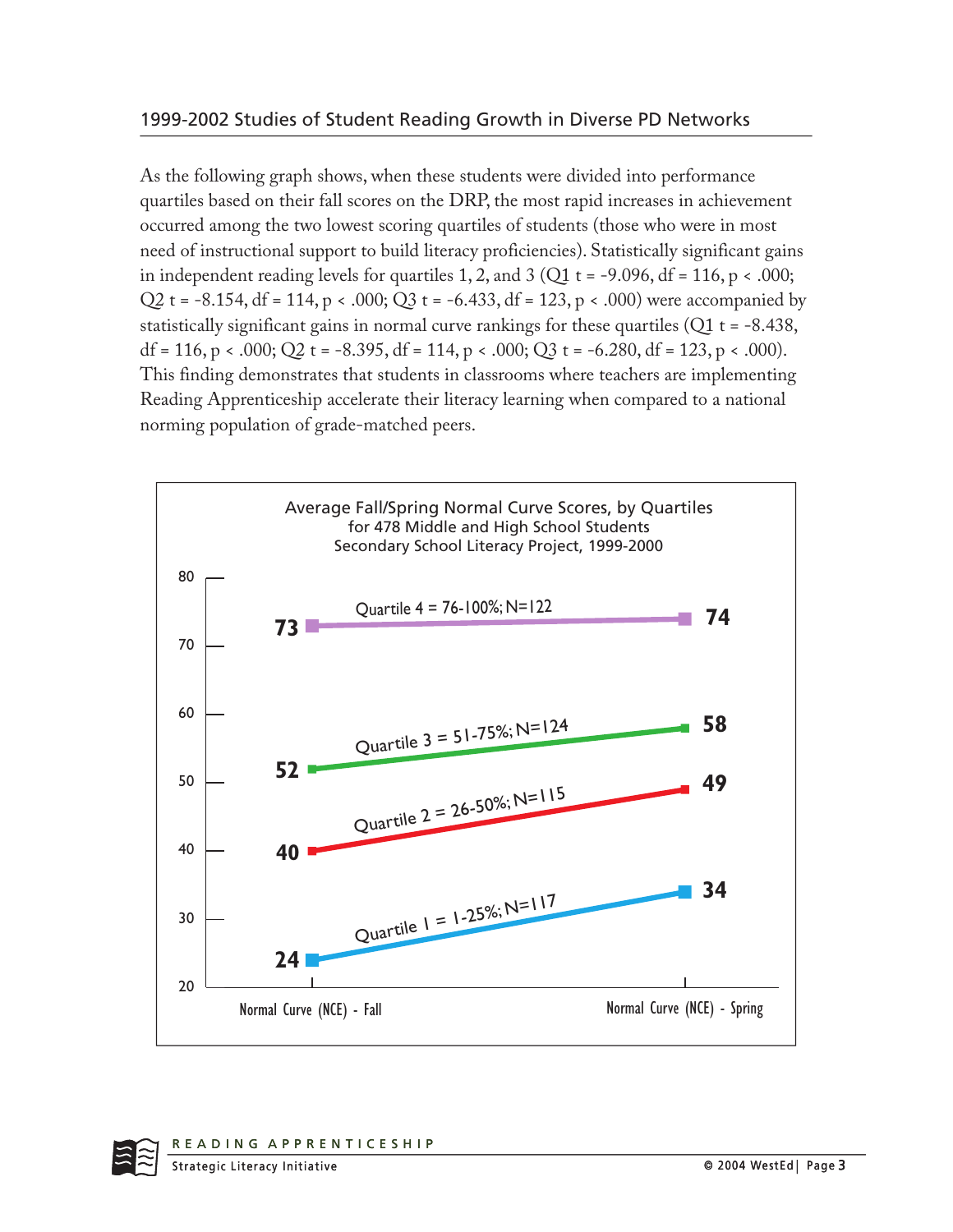## 1999-2002 Studies of Student Reading Growth in Diverse PD Networks

As the following graph shows, when these students were divided into performance quartiles based on their fall scores on the DRP, the most rapid increases in achievement occurred among the two lowest scoring quartiles of students (those who were in most need of instructional support to build literacy proficiencies). Statistically significant gains in independent reading levels for quartiles 1, 2, and 3 (Q1 $t = -9.096$, $df = 116$, $p < .000$; Q2 $t = -8.154$, $df = 114$, $p < .000$; Q3 $t = -6.433$, $df = 123$, $p < .000$) were accompanied by statistically significant gains in normal curve rankings for these quartiles (Q1 $t = -8.438$, $df = 116$, $p < .000$; Q2 $t = -8.395$, $df = 114$, $p < .000$; Q3 $t = -6.280$, $df = 123$, $p < .000$). This finding demonstrates that students in classrooms where teachers are implementing Reading Apprenticeship accelerate their literacy learning when compared to a national norming population of grade-matched peers.

**Average Fall/Spring Normal Curve Scores, by Quartiles**
**for 478 Middle and High School Students**
**Secondary School Literacy Project, 1999-2000**

| Quartile | Normal Curve (NCE) - Fall | Normal Curve (NCE) - Spring |
|---|---|---|
| Quartile 4 = 76-100%; N=122 | 73 | 74 |
| Quartile 3 = 51-75%; N=124 | 52 | 58 |
| Quartile 2 = 26-50%; N=115 | 40 | 49 |
| Quartile 1 = 1-25%; N=117 | 24 | 34 |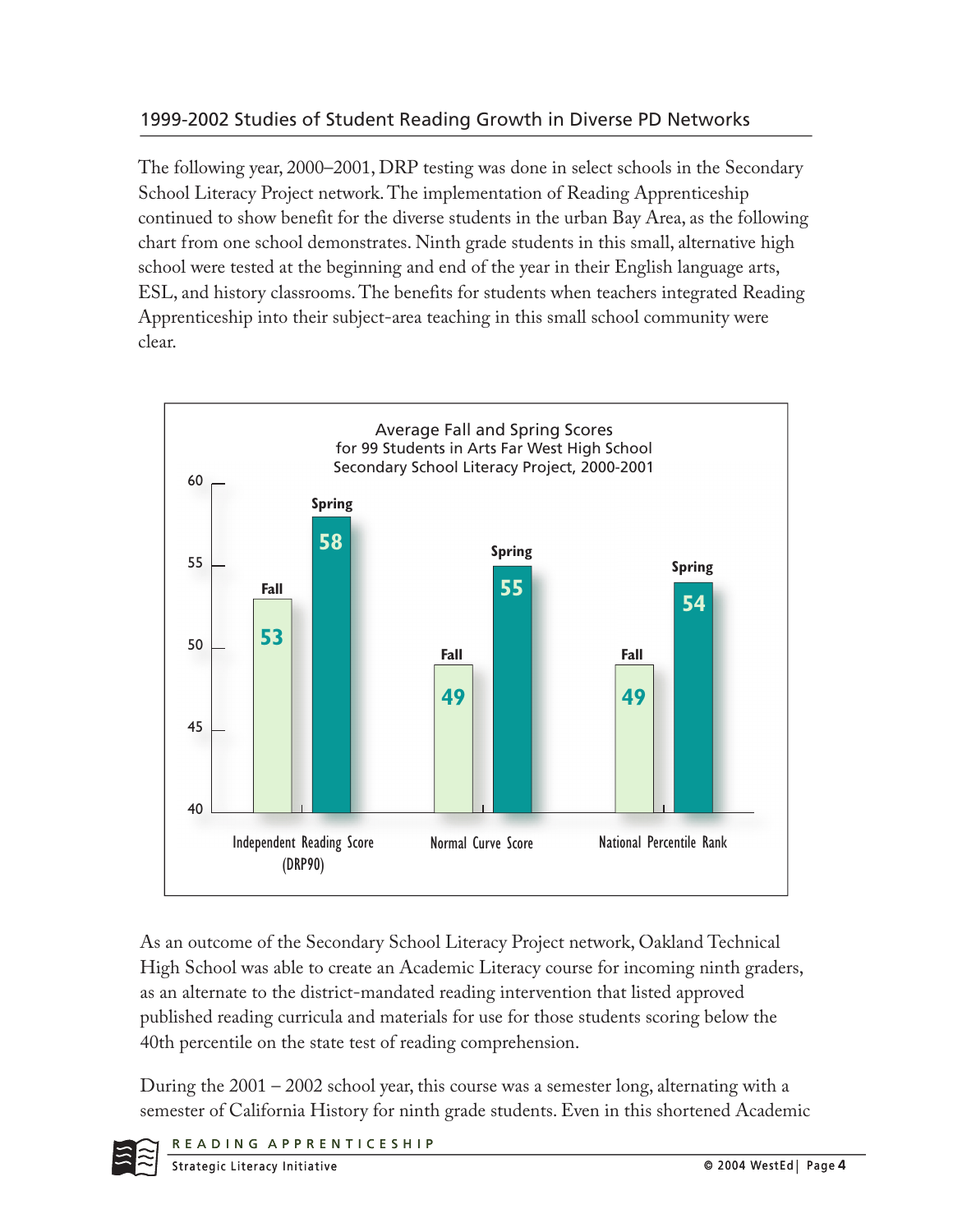## 1999-2002 Studies of Student Reading Growth in Diverse PD Networks

The following year, 2000–2001, DRP testing was done in select schools in the Secondary School Literacy Project network. The implementation of Reading Apprenticeship continued to show benefit for the diverse students in the urban Bay Area, as the following chart from one school demonstrates. Ninth grade students in this small, alternative high school were tested at the beginning and end of the year in their English language arts, ESL, and history classrooms. The benefits for students when teachers integrated Reading Apprenticeship into their subject-area teaching in this small school community were clear.

**Average Fall and Spring Scores for 99 Students in Arts Far West High School Secondary School Literacy Project, 2000-2001**

| | Fall | Spring |
|---|---|---|
| Independent Reading Score (DRP90) | 53 | 58 |
| Normal Curve Score | 49 | 55 |
| National Percentile Rank | 49 | 54 |

As an outcome of the Secondary School Literacy Project network, Oakland Technical High School was able to create an Academic Literacy course for incoming ninth graders, as an alternate to the district-mandated reading intervention that listed approved published reading curricula and materials for use for those students scoring below the 40th percentile on the state test of reading comprehension.

During the 2001 – 2002 school year, this course was a semester long, alternating with a semester of California History for ninth grade students. Even in this shortened Academic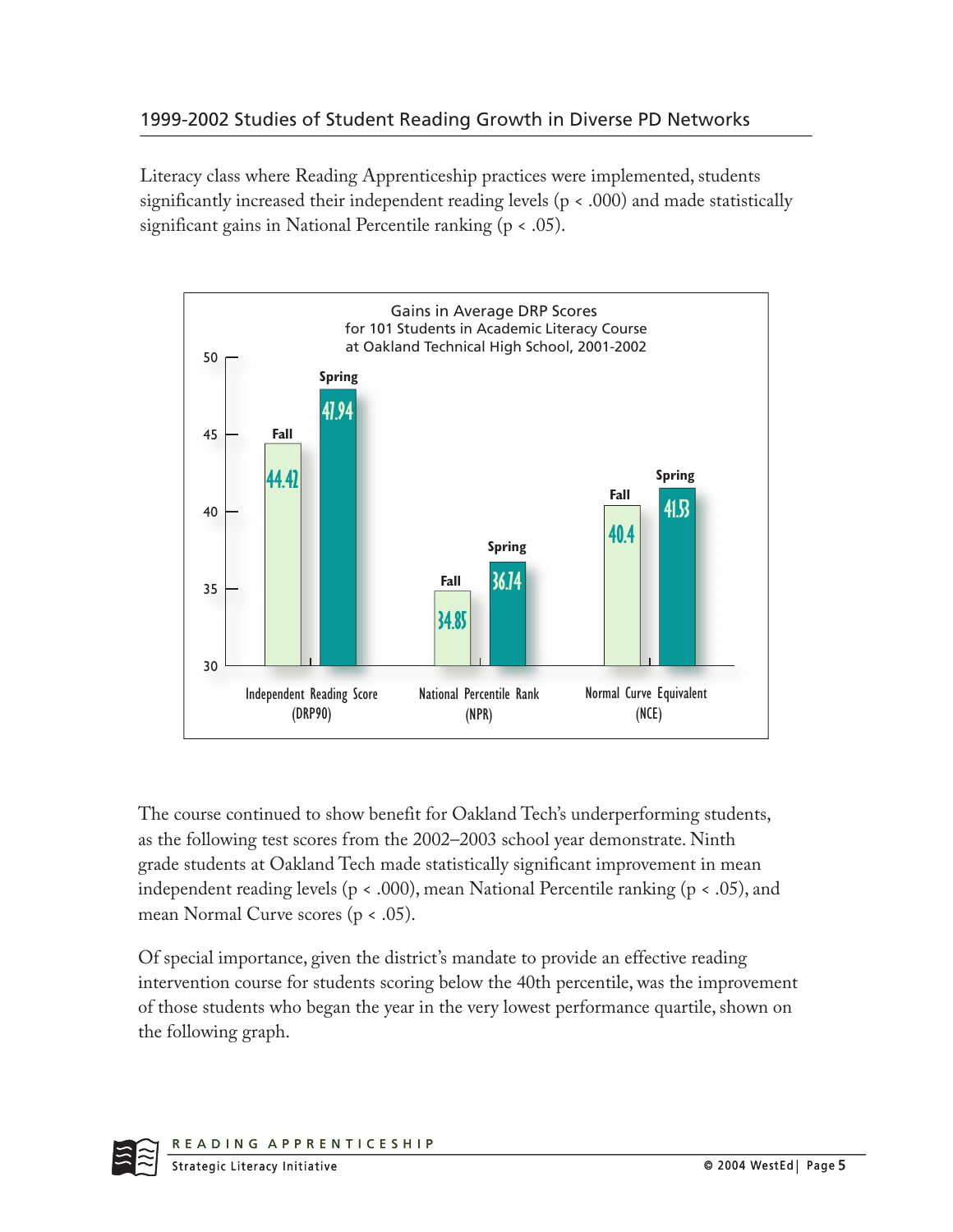## 1999-2002 Studies of Student Reading Growth in Diverse PD Networks

Literacy class where Reading Apprenticeship practices were implemented, students significantly increased their independent reading levels ($p < .000$) and made statistically significant gains in National Percentile ranking ($p < .05$).

**Gains in Average DRP Scores for 101 Students in Academic Literacy Course at Oakland Technical High School, 2001-2002**

| Measure | Fall | Spring |
|---|---|---|
| Independent Reading Score (DRP90) | 44.42 | 47.94 |
| National Percentile Rank (NPR) | 34.85 | 36.74 |
| Normal Curve Equivalent (NCE) | 40.4 | 41.53 |

The course continued to show benefit for Oakland Tech's underperforming students, as the following test scores from the 2002–2003 school year demonstrate. Ninth grade students at Oakland Tech made statistically significant improvement in mean independent reading levels ($p < .000$), mean National Percentile ranking ($p < .05$), and mean Normal Curve scores ($p < .05$).

Of special importance, given the district's mandate to provide an effective reading intervention course for students scoring below the 40th percentile, was the improvement of those students who began the year in the very lowest performance quartile, shown on the following graph.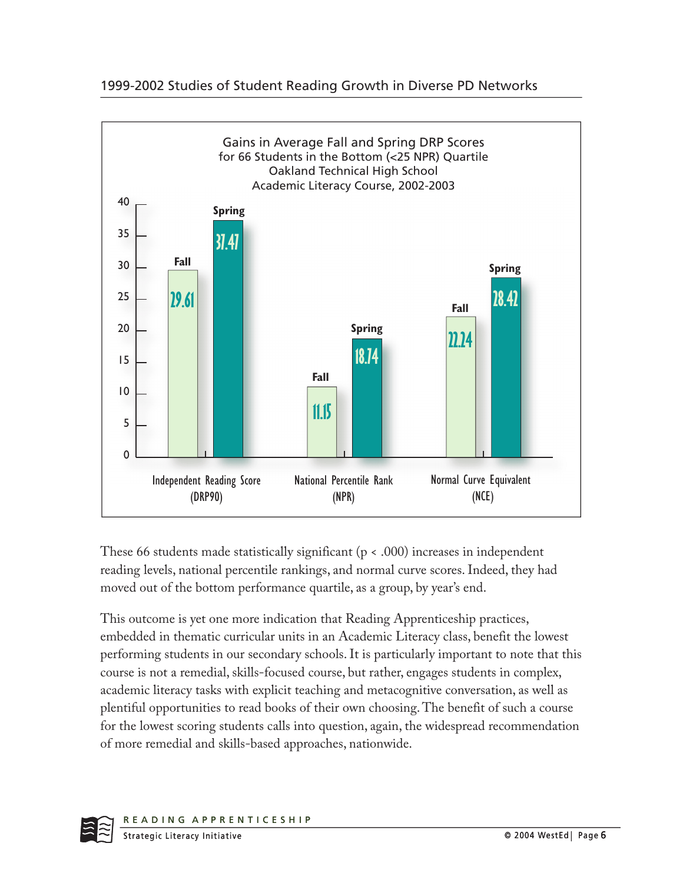1999-2002 Studies of Student Reading Growth in Diverse PD Networks

**Gains in Average Fall and Spring DRP Scores for 66 Students in the Bottom (<25 NPR) Quartile Oakland Technical High School Academic Literacy Course, 2002-2003**

| | Fall | Spring |
|---|---|---|
| Independent Reading Score (DRP90) | 29.61 | 37.47 |
| National Percentile Rank (NPR) | 11.15 | 18.74 |
| Normal Curve Equivalent (NCE) | 22.24 | 28.42 |

These 66 students made statistically significant ($p < .000$) increases in independent reading levels, national percentile rankings, and normal curve scores. Indeed, they had moved out of the bottom performance quartile, as a group, by year's end.

This outcome is yet one more indication that Reading Apprenticeship practices, embedded in thematic curricular units in an Academic Literacy class, benefit the lowest performing students in our secondary schools. It is particularly important to note that this course is not a remedial, skills-focused course, but rather, engages students in complex, academic literacy tasks with explicit teaching and metacognitive conversation, as well as plentiful opportunities to read books of their own choosing. The benefit of such a course for the lowest scoring students calls into question, again, the widespread recommendation of more remedial and skills-based approaches, nationwide.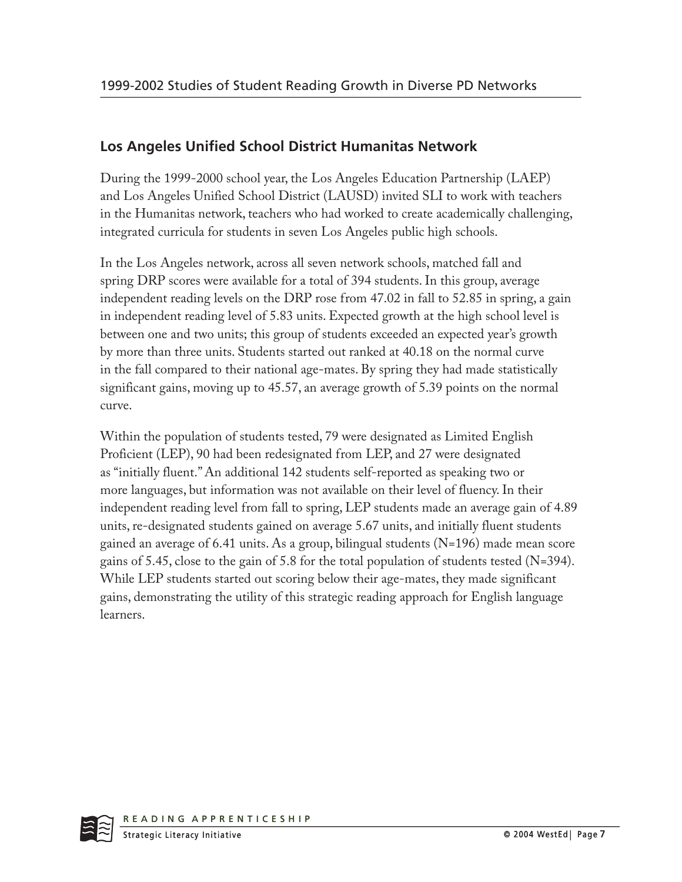## Los Angeles Unified School District Humanitas Network

During the 1999-2000 school year, the Los Angeles Education Partnership (LAEP) and Los Angeles Unified School District (LAUSD) invited SLI to work with teachers in the Humanitas network, teachers who had worked to create academically challenging, integrated curricula for students in seven Los Angeles public high schools.

In the Los Angeles network, across all seven network schools, matched fall and spring DRP scores were available for a total of 394 students. In this group, average independent reading levels on the DRP rose from 47.02 in fall to 52.85 in spring, a gain in independent reading level of 5.83 units. Expected growth at the high school level is between one and two units; this group of students exceeded an expected year's growth by more than three units. Students started out ranked at 40.18 on the normal curve in the fall compared to their national age-mates. By spring they had made statistically significant gains, moving up to 45.57, an average growth of 5.39 points on the normal curve.

Within the population of students tested, 79 were designated as Limited English Proficient (LEP), 90 had been redesignated from LEP, and 27 were designated as "initially fluent." An additional 142 students self-reported as speaking two or more languages, but information was not available on their level of fluency. In their independent reading level from fall to spring, LEP students made an average gain of 4.89 units, re-designated students gained on average 5.67 units, and initially fluent students gained an average of 6.41 units. As a group, bilingual students (N=196) made mean score gains of 5.45, close to the gain of 5.8 for the total population of students tested (N=394). While LEP students started out scoring below their age-mates, they made significant gains, demonstrating the utility of this strategic reading approach for English language learners.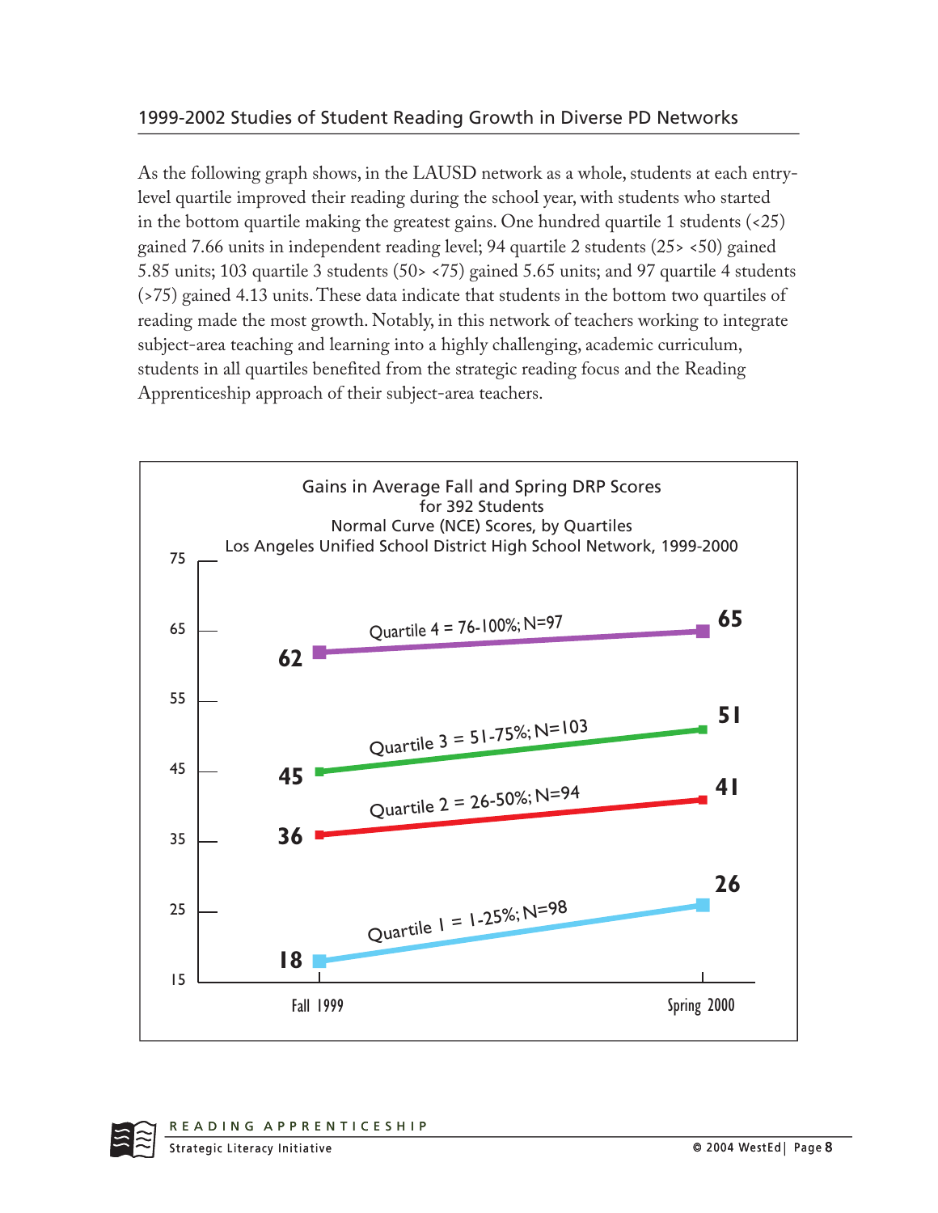## 1999-2002 Studies of Student Reading Growth in Diverse PD Networks

As the following graph shows, in the LAUSD network as a whole, students at each entry-level quartile improved their reading during the school year, with students who started in the bottom quartile making the greatest gains. One hundred quartile 1 students (<25) gained 7.66 units in independent reading level; 94 quartile 2 students (25> <50) gained 5.85 units; 103 quartile 3 students (50> <75) gained 5.65 units; and 97 quartile 4 students (>75) gained 4.13 units. These data indicate that students in the bottom two quartiles of reading made the most growth. Notably, in this network of teachers working to integrate subject-area teaching and learning into a highly challenging, academic curriculum, students in all quartiles benefited from the strategic reading focus and the Reading Apprenticeship approach of their subject-area teachers.

Gains in Average Fall and Spring DRP Scores
for 392 Students
Normal Curve (NCE) Scores, by Quartiles
Los Angeles Unified School District High School Network, 1999-2000

75
65
55
45
35
25
15

Quartile 4 = 76-100%; N=97
62
65

Quartile 3 = 51-75%; N=103
45
51

Quartile 2 = 26-50%; N=94
36
41

Quartile 1 = 1-25%; N=98
18
26

Fall 1999
Spring 2000